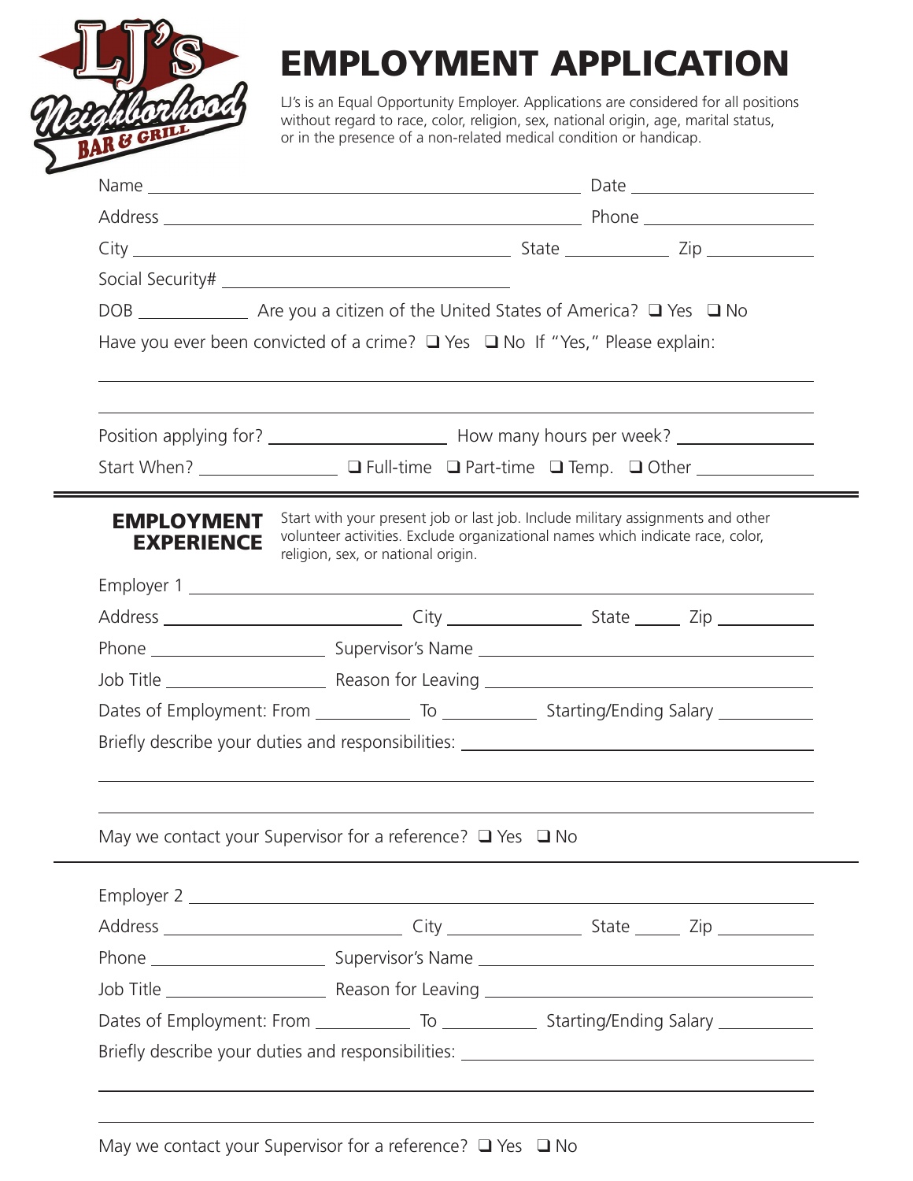LJ's Neighborhood BAR & GRILL

# EMPLOYMENT APPLICATION

LJ's is an Equal Opportunity Employer. Applications are considered for all positions without regard to race, color, religion, sex, national origin, age, marital status, or in the presence of a non-related medical condition or handicap.

Name ______________________________ Date ____________

Address ______________________________ Phone ____________

City ______________________________ State ________ Zip ________

Social Security# ______________________

DOB ________ Are you a citizen of the United States of America? ❑ Yes ❑ No

Have you ever been convicted of a crime? ❑ Yes ❑ No If "Yes," Please explain:

______________________________________________________________

______________________________________________________________

Position applying for? ______________ How many hours per week? __________

Start When? __________ ❑ Full-time ❑ Part-time ❑ Temp. ❑ Other ________

## EMPLOYMENT EXPERIENCE

Start with your present job or last job. Include military assignments and other volunteer activities. Exclude organizational names which indicate race, color, religion, sex, or national origin.

Employer 1 ______________________________________________________

Address ________________ City __________ State ____ Zip ______

Phone ____________ Supervisor's Name __________________________

Job Title ____________ Reason for Leaving __________________________

Dates of Employment: From ________ To ________ Starting/Ending Salary ________

Briefly describe your duties and responsibilities: __________________________

______________________________________________________________

______________________________________________________________

May we contact your Supervisor for a reference? ❑ Yes ❑ No

Employer 2 ______________________________________________________

Address ________________ City __________ State ____ Zip ______

Phone ____________ Supervisor's Name __________________________

Job Title ____________ Reason for Leaving __________________________

Dates of Employment: From ________ To ________ Starting/Ending Salary ________

Briefly describe your duties and responsibilities: __________________________

______________________________________________________________

______________________________________________________________

May we contact your Supervisor for a reference? ❑ Yes ❑ No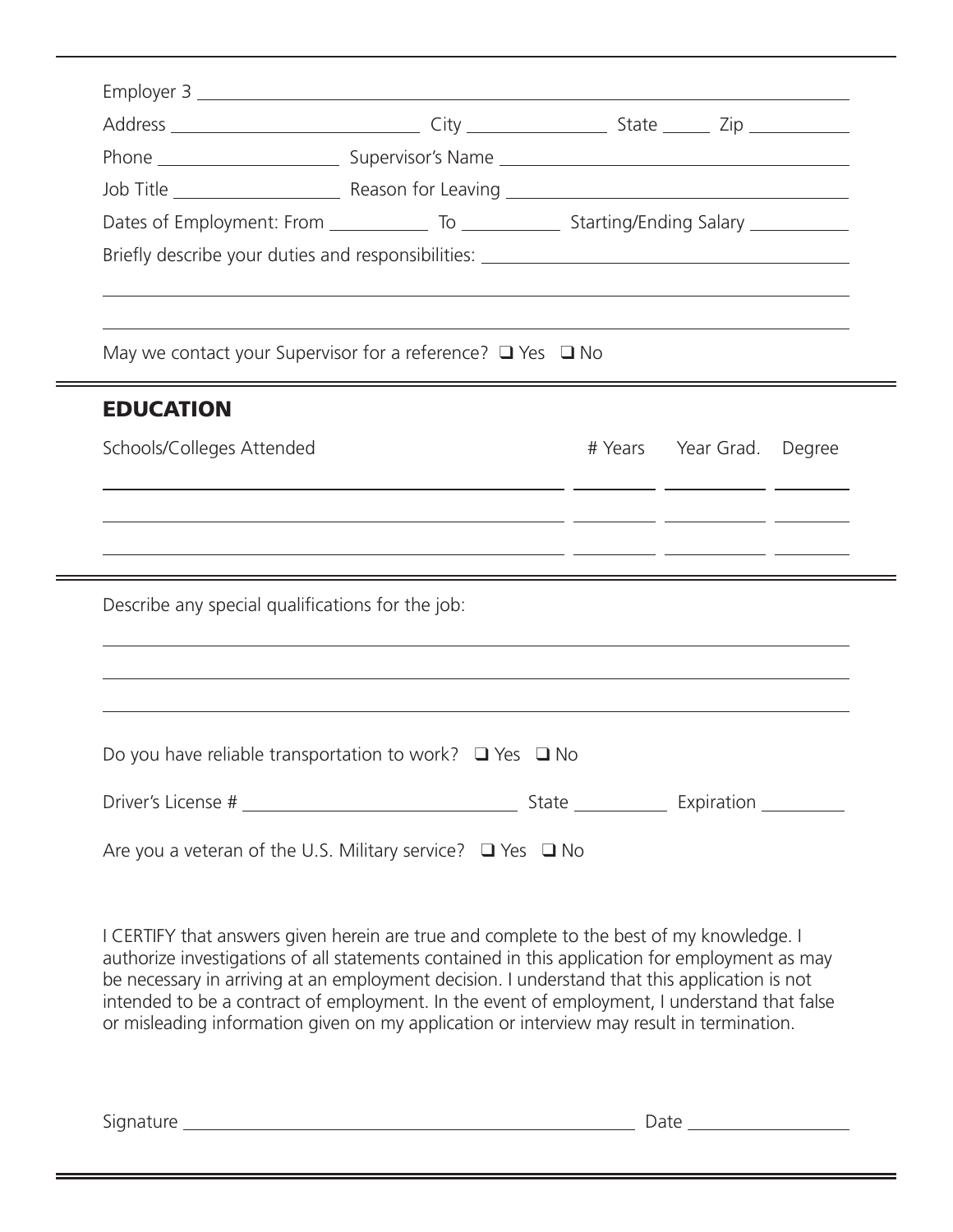Employer 3 ______________________________________________

Address ______________________ City ______________ State _____ Zip __________

Phone ________________ Supervisor's Name ______________________________

Job Title ________________ Reason for Leaving ______________________________

Dates of Employment: From __________ To __________ Starting/Ending Salary __________

Briefly describe your duties and responsibilities: ______________________________

______________________________________________

______________________________________________

May we contact your Supervisor for a reference? ❑ Yes ❑ No

## EDUCATION

| Schools/Colleges Attended | # Years | Year Grad. | Degree |
|---|---|---|---|
| | | | |
| | | | |
| | | | |

Describe any special qualifications for the job:

______________________________________________

______________________________________________

______________________________________________

Do you have reliable transportation to work? ❑ Yes ❑ No

Driver's License # ________________________ State __________ Expiration __________

Are you a veteran of the U.S. Military service? ❑ Yes ❑ No

I CERTIFY that answers given herein are true and complete to the best of my knowledge. I authorize investigations of all statements contained in this application for employment as may be necessary in arriving at an employment decision. I understand that this application is not intended to be a contract of employment. In the event of employment, I understand that false or misleading information given on my application or interview may result in termination.

Signature ______________________________________ Date ________________